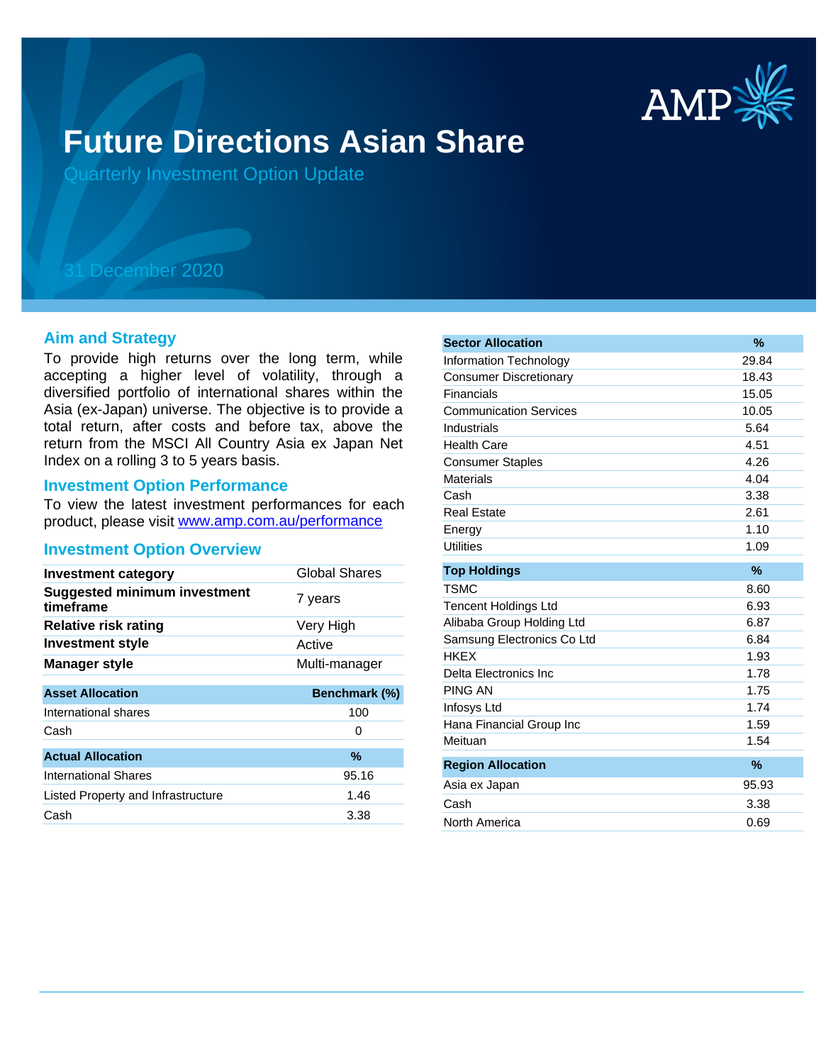# Future Directions Asian Share

Quarterly Investment Option Update

31 December 2020

## Aim and Strategy

To provide high returns over the long term, while accepting a higher level of volatility, through a diversified portfolio of international shares within the Asia (ex-Japan) universe. The objective is to provide a total return, after costs and before tax, above the return from the MSCI All Country Asia ex Japan Net Index on a rolling 3 to 5 years basis.

## Investment Option Performance

To view the latest investment performances for each product, please visit [www.amp.com.au/performance](www.amp.com.au/performance)

## Investment Option Overview

| | |
|---|---|
| **Investment category** | Global Shares |
| **Suggested minimum investment timeframe** | 7 years |
| **Relative risk rating** | Very High |
| **Investment style** | Active |
| **Manager style** | Multi-manager |

| Asset Allocation | Benchmark (%) |
|---|---|
| International shares | 100 |
| Cash | 0 |

| Actual Allocation | % |
|---|---|
| International Shares | 95.16 |
| Listed Property and Infrastructure | 1.46 |
| Cash | 3.38 |

| Sector Allocation | % |
|---|---|
| Information Technology | 29.84 |
| Consumer Discretionary | 18.43 |
| Financials | 15.05 |
| Communication Services | 10.05 |
| Industrials | 5.64 |
| Health Care | 4.51 |
| Consumer Staples | 4.26 |
| Materials | 4.04 |
| Cash | 3.38 |
| Real Estate | 2.61 |
| Energy | 1.10 |
| Utilities | 1.09 |

| Top Holdings | % |
|---|---|
| TSMC | 8.60 |
| Tencent Holdings Ltd | 6.93 |
| Alibaba Group Holding Ltd | 6.87 |
| Samsung Electronics Co Ltd | 6.84 |
| HKEX | 1.93 |
| Delta Electronics Inc | 1.78 |
| PING AN | 1.75 |
| Infosys Ltd | 1.74 |
| Hana Financial Group Inc | 1.59 |
| Meituan | 1.54 |

| Region Allocation | % |
|---|---|
| Asia ex Japan | 95.93 |
| Cash | 3.38 |
| North America | 0.69 |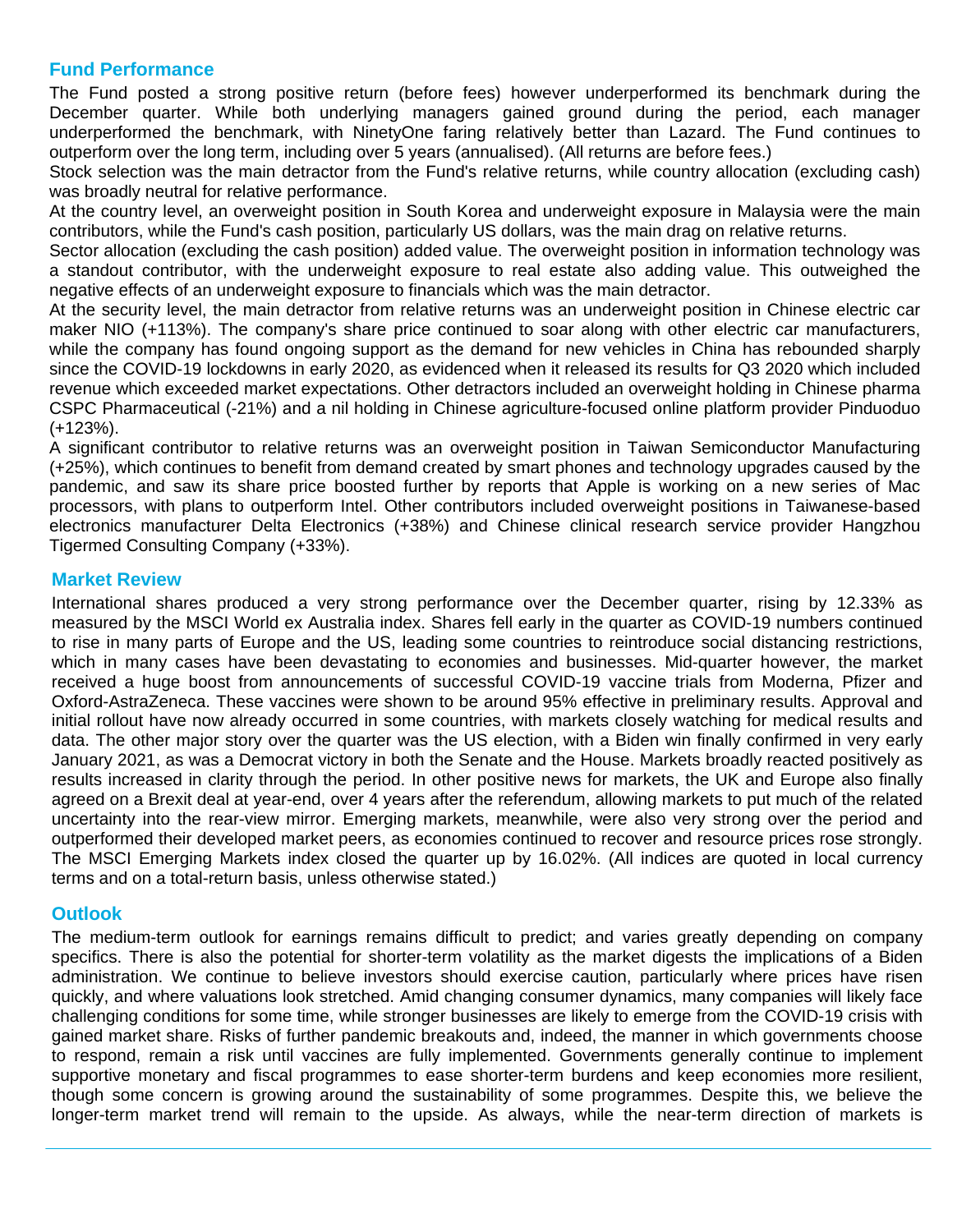## Fund Performance

The Fund posted a strong positive return (before fees) however underperformed its benchmark during the December quarter. While both underlying managers gained ground during the period, each manager underperformed the benchmark, with NinetyOne faring relatively better than Lazard. The Fund continues to outperform over the long term, including over 5 years (annualised). (All returns are before fees.)

Stock selection was the main detractor from the Fund's relative returns, while country allocation (excluding cash) was broadly neutral for relative performance.

At the country level, an overweight position in South Korea and underweight exposure in Malaysia were the main contributors, while the Fund's cash position, particularly US dollars, was the main drag on relative returns.

Sector allocation (excluding the cash position) added value. The overweight position in information technology was a standout contributor, with the underweight exposure to real estate also adding value. This outweighed the negative effects of an underweight exposure to financials which was the main detractor.

At the security level, the main detractor from relative returns was an underweight position in Chinese electric car maker NIO (+113%). The company's share price continued to soar along with other electric car manufacturers, while the company has found ongoing support as the demand for new vehicles in China has rebounded sharply since the COVID-19 lockdowns in early 2020, as evidenced when it released its results for Q3 2020 which included revenue which exceeded market expectations. Other detractors included an overweight holding in Chinese pharma CSPC Pharmaceutical (-21%) and a nil holding in Chinese agriculture-focused online platform provider Pinduoduo (+123%).

A significant contributor to relative returns was an overweight position in Taiwan Semiconductor Manufacturing (+25%), which continues to benefit from demand created by smart phones and technology upgrades caused by the pandemic, and saw its share price boosted further by reports that Apple is working on a new series of Mac processors, with plans to outperform Intel. Other contributors included overweight positions in Taiwanese-based electronics manufacturer Delta Electronics (+38%) and Chinese clinical research service provider Hangzhou Tigermed Consulting Company (+33%).

## Market Review

International shares produced a very strong performance over the December quarter, rising by 12.33% as measured by the MSCI World ex Australia index. Shares fell early in the quarter as COVID-19 numbers continued to rise in many parts of Europe and the US, leading some countries to reintroduce social distancing restrictions, which in many cases have been devastating to economies and businesses. Mid-quarter however, the market received a huge boost from announcements of successful COVID-19 vaccine trials from Moderna, Pfizer and Oxford-AstraZeneca. These vaccines were shown to be around 95% effective in preliminary results. Approval and initial rollout have now already occurred in some countries, with markets closely watching for medical results and data. The other major story over the quarter was the US election, with a Biden win finally confirmed in very early January 2021, as was a Democrat victory in both the Senate and the House. Markets broadly reacted positively as results increased in clarity through the period. In other positive news for markets, the UK and Europe also finally agreed on a Brexit deal at year-end, over 4 years after the referendum, allowing markets to put much of the related uncertainty into the rear-view mirror. Emerging markets, meanwhile, were also very strong over the period and outperformed their developed market peers, as economies continued to recover and resource prices rose strongly. The MSCI Emerging Markets index closed the quarter up by 16.02%. (All indices are quoted in local currency terms and on a total-return basis, unless otherwise stated.)

## Outlook

The medium-term outlook for earnings remains difficult to predict; and varies greatly depending on company specifics. There is also the potential for shorter-term volatility as the market digests the implications of a Biden administration. We continue to believe investors should exercise caution, particularly where prices have risen quickly, and where valuations look stretched. Amid changing consumer dynamics, many companies will likely face challenging conditions for some time, while stronger businesses are likely to emerge from the COVID-19 crisis with gained market share. Risks of further pandemic breakouts and, indeed, the manner in which governments choose to respond, remain a risk until vaccines are fully implemented. Governments generally continue to implement supportive monetary and fiscal programmes to ease shorter-term burdens and keep economies more resilient, though some concern is growing around the sustainability of some programmes. Despite this, we believe the longer-term market trend will remain to the upside. As always, while the near-term direction of markets is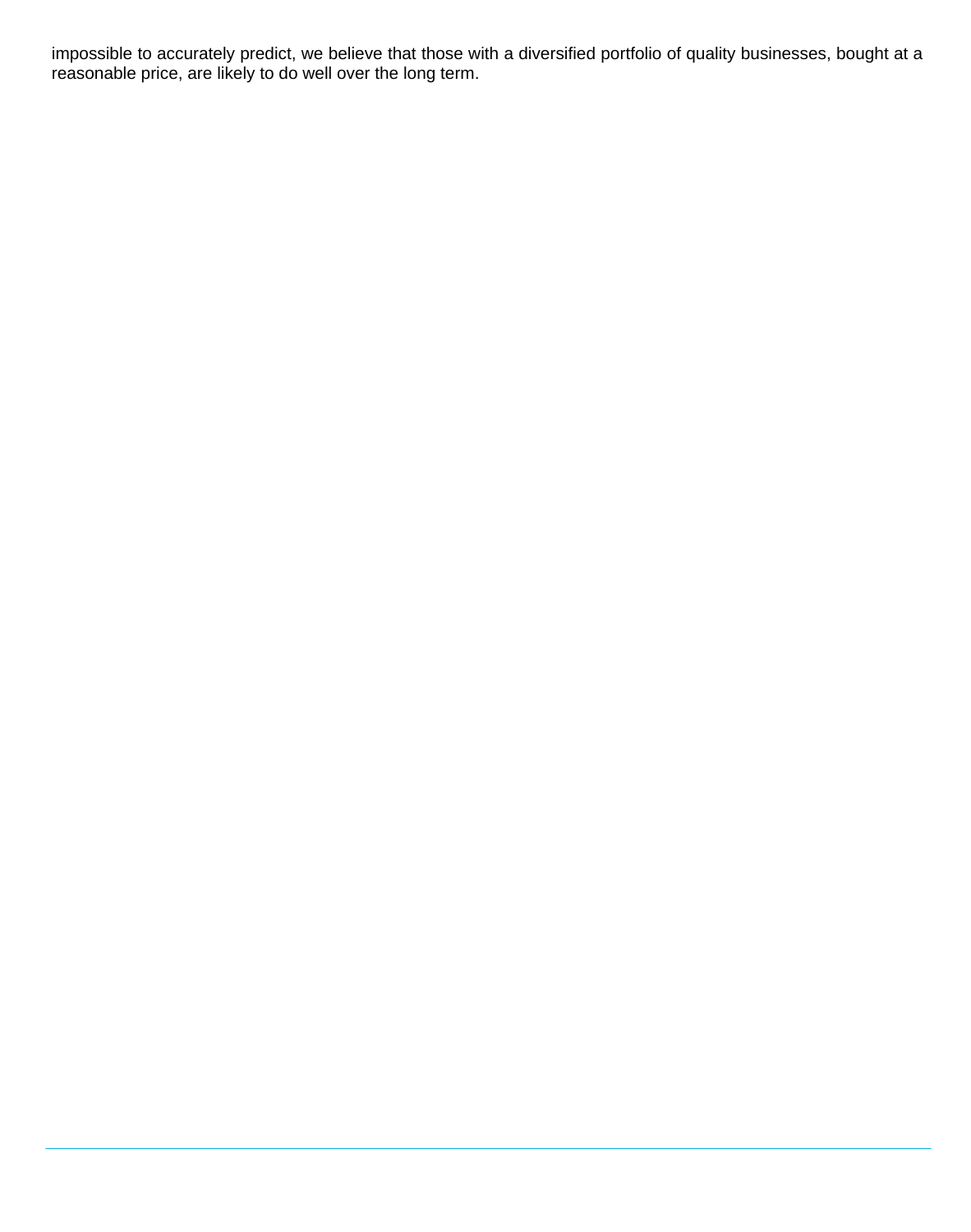impossible to accurately predict, we believe that those with a diversified portfolio of quality businesses, bought at a reasonable price, are likely to do well over the long term.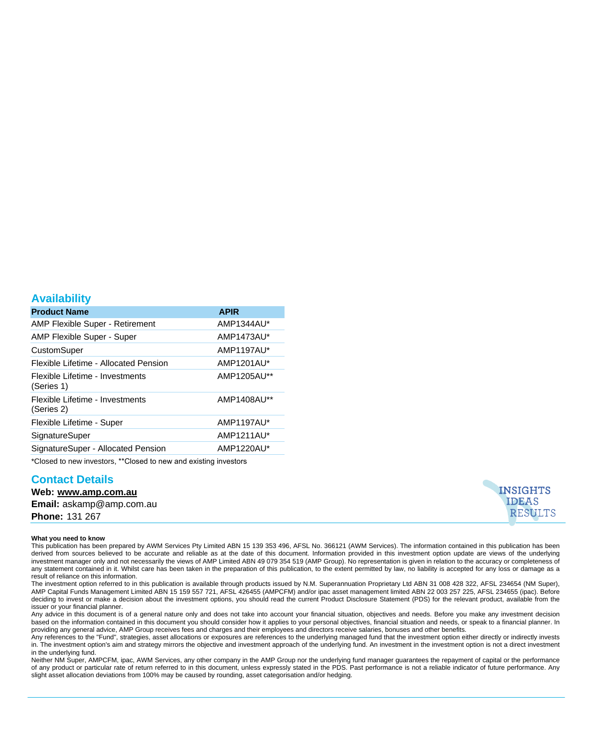## Availability

| Product Name | APIR |
| --- | --- |
| AMP Flexible Super - Retirement | AMP1344AU* |
| AMP Flexible Super - Super | AMP1473AU* |
| CustomSuper | AMP1197AU* |
| Flexible Lifetime - Allocated Pension | AMP1201AU* |
| Flexible Lifetime - Investments (Series 1) | AMP1205AU** |
| Flexible Lifetime - Investments (Series 2) | AMP1408AU** |
| Flexible Lifetime - Super | AMP1197AU* |
| SignatureSuper | AMP1211AU* |
| SignatureSuper - Allocated Pension | AMP1220AU* |

*Closed to new investors, **Closed to new and existing investors

## Contact Details

**Web:** **www.amp.com.au**
**Email:** askamp@amp.com.au
**Phone:** 131 267

INSIGHTS
IDEAS
RESULTS

**What you need to know**

This publication has been prepared by AWM Services Pty Limited ABN 15 139 353 496, AFSL No. 366121 (AWM Services). The information contained in this publication has been derived from sources believed to be accurate and reliable as at the date of this document. Information provided in this investment option update are views of the underlying investment manager only and not necessarily the views of AMP Limited ABN 49 079 354 519 (AMP Group). No representation is given in relation to the accuracy or completeness of any statement contained in it. Whilst care has been taken in the preparation of this publication, to the extent permitted by law, no liability is accepted for any loss or damage as a result of reliance on this information.

The investment option referred to in this publication is available through products issued by N.M. Superannuation Proprietary Ltd ABN 31 008 428 322, AFSL 234654 (NM Super), AMP Capital Funds Management Limited ABN 15 159 557 721, AFSL 426455 (AMPCFM) and/or ipac asset management limited ABN 22 003 257 225, AFSL 234655 (ipac). Before deciding to invest or make a decision about the investment options, you should read the current Product Disclosure Statement (PDS) for the relevant product, available from the issuer or your financial planner.

Any advice in this document is of a general nature only and does not take into account your financial situation, objectives and needs. Before you make any investment decision based on the information contained in this document you should consider how it applies to your personal objectives, financial situation and needs, or speak to a financial planner. In providing any general advice, AMP Group receives fees and charges and their employees and directors receive salaries, bonuses and other benefits.

Any references to the "Fund", strategies, asset allocations or exposures are references to the underlying managed fund that the investment option either directly or indirectly invests in. The investment option's aim and strategy mirrors the objective and investment approach of the underlying fund. An investment in the investment option is not a direct investment in the underlying fund.

Neither NM Super, AMPCFM, ipac, AWM Services, any other company in the AMP Group nor the underlying fund manager guarantees the repayment of capital or the performance of any product or particular rate of return referred to in this document, unless expressly stated in the PDS. Past performance is not a reliable indicator of future performance. Any slight asset allocation deviations from 100% may be caused by rounding, asset categorisation and/or hedging.